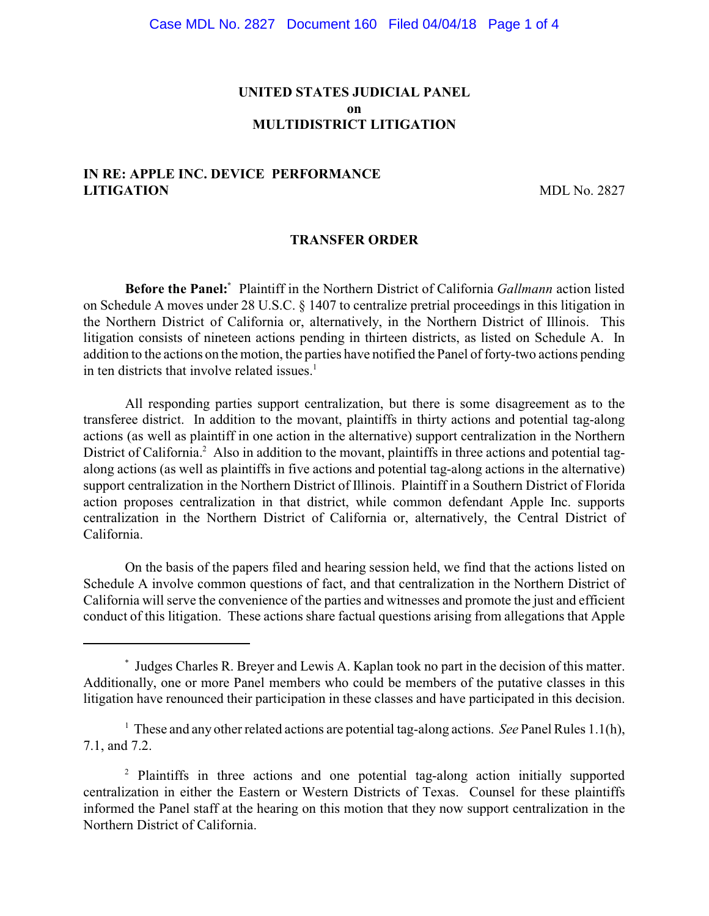**UNITED STATES JUDICIAL PANEL**
**on**
**MULTIDISTRICT LITIGATION**

**IN RE: APPLE INC. DEVICE PERFORMANCE LITIGATION** MDL No. 2827

## TRANSFER ORDER

**Before the Panel:**[*] Plaintiff in the Northern District of California *Gallmann* action listed on Schedule A moves under 28 U.S.C. § 1407 to centralize pretrial proceedings in this litigation in the Northern District of California or, alternatively, in the Northern District of Illinois. This litigation consists of nineteen actions pending in thirteen districts, as listed on Schedule A. In addition to the actions on the motion, the parties have notified the Panel of forty-two actions pending in ten districts that involve related issues.[1]

All responding parties support centralization, but there is some disagreement as to the transferee district. In addition to the movant, plaintiffs in thirty actions and potential tag-along actions (as well as plaintiff in one action in the alternative) support centralization in the Northern District of California.[2] Also in addition to the movant, plaintiffs in three actions and potential tag-along actions (as well as plaintiffs in five actions and potential tag-along actions in the alternative) support centralization in the Northern District of Illinois. Plaintiff in a Southern District of Florida action proposes centralization in that district, while common defendant Apple Inc. supports centralization in the Northern District of California or, alternatively, the Central District of California.

On the basis of the papers filed and hearing session held, we find that the actions listed on Schedule A involve common questions of fact, and that centralization in the Northern District of California will serve the convenience of the parties and witnesses and promote the just and efficient conduct of this litigation. These actions share factual questions arising from allegations that Apple

---

[*] Judges Charles R. Breyer and Lewis A. Kaplan took no part in the decision of this matter. Additionally, one or more Panel members who could be members of the putative classes in this litigation have renounced their participation in these classes and have participated in this decision.

[1] These and any other related actions are potential tag-along actions. *See* Panel Rules 1.1(h), 7.1, and 7.2.

[2] Plaintiffs in three actions and one potential tag-along action initially supported centralization in either the Eastern or Western Districts of Texas. Counsel for these plaintiffs informed the Panel staff at the hearing on this motion that they now support centralization in the Northern District of California.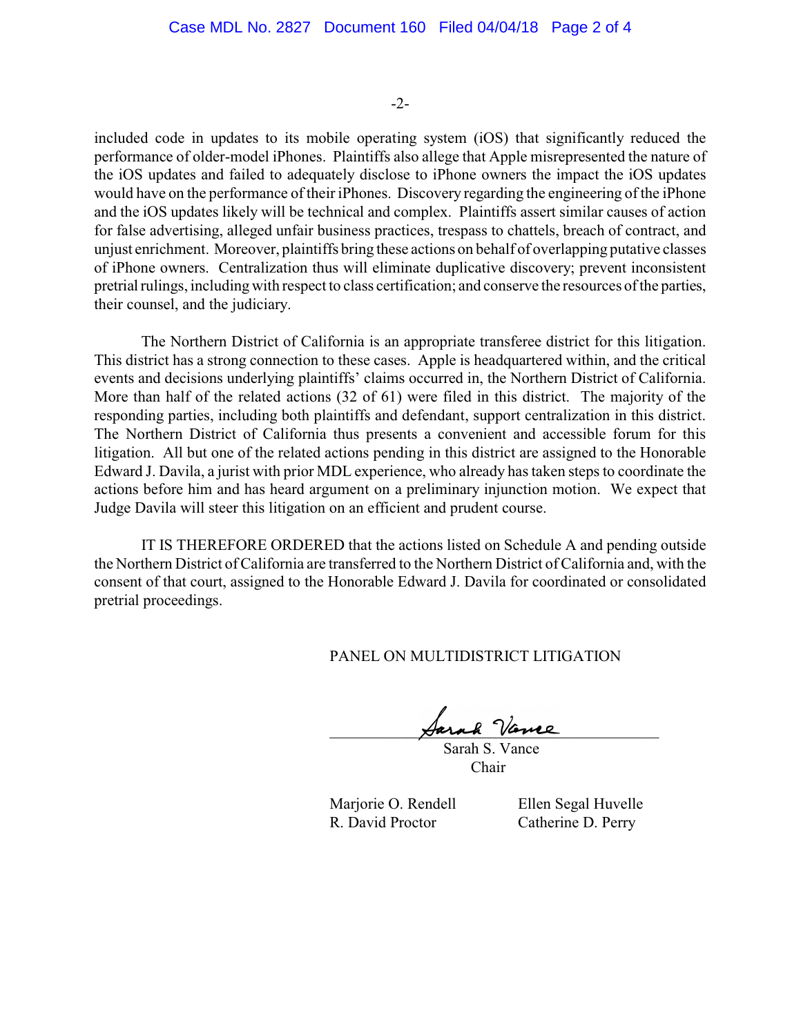included code in updates to its mobile operating system (iOS) that significantly reduced the performance of older-model iPhones. Plaintiffs also allege that Apple misrepresented the nature of the iOS updates and failed to adequately disclose to iPhone owners the impact the iOS updates would have on the performance of their iPhones. Discovery regarding the engineering of the iPhone and the iOS updates likely will be technical and complex. Plaintiffs assert similar causes of action for false advertising, alleged unfair business practices, trespass to chattels, breach of contract, and unjust enrichment. Moreover, plaintiffs bring these actions on behalf of overlapping putative classes of iPhone owners. Centralization thus will eliminate duplicative discovery; prevent inconsistent pretrial rulings, including with respect to class certification; and conserve the resources of the parties, their counsel, and the judiciary.

The Northern District of California is an appropriate transferee district for this litigation. This district has a strong connection to these cases. Apple is headquartered within, and the critical events and decisions underlying plaintiffs' claims occurred in, the Northern District of California. More than half of the related actions (32 of 61) were filed in this district. The majority of the responding parties, including both plaintiffs and defendant, support centralization in this district. The Northern District of California thus presents a convenient and accessible forum for this litigation. All but one of the related actions pending in this district are assigned to the Honorable Edward J. Davila, a jurist with prior MDL experience, who already has taken steps to coordinate the actions before him and has heard argument on a preliminary injunction motion. We expect that Judge Davila will steer this litigation on an efficient and prudent course.

IT IS THEREFORE ORDERED that the actions listed on Schedule A and pending outside the Northern District of California are transferred to the Northern District of California and, with the consent of that court, assigned to the Honorable Edward J. Davila for coordinated or consolidated pretrial proceedings.

PANEL ON MULTIDISTRICT LITIGATION

Sarah S. Vance
Chair

Marjorie O. Rendell
R. David Proctor
Ellen Segal Huvelle
Catherine D. Perry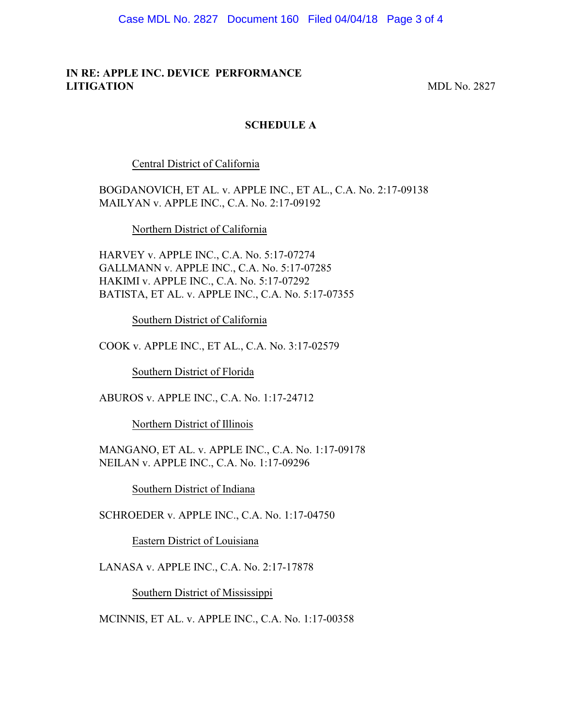**IN RE: APPLE INC. DEVICE PERFORMANCE LITIGATION** MDL No. 2827

**SCHEDULE A**

Central District of California

BOGDANOVICH, ET AL. v. APPLE INC., ET AL., C.A. No. 2:17-09138
MAILYAN v. APPLE INC., C.A. No. 2:17-09192

Northern District of California

HARVEY v. APPLE INC., C.A. No. 5:17-07274
GALLMANN v. APPLE INC., C.A. No. 5:17-07285
HAKIMI v. APPLE INC., C.A. No. 5:17-07292
BATISTA, ET AL. v. APPLE INC., C.A. No. 5:17-07355

Southern District of California

COOK v. APPLE INC., ET AL., C.A. No. 3:17-02579

Southern District of Florida

ABUROS v. APPLE INC., C.A. No. 1:17-24712

Northern District of Illinois

MANGANO, ET AL. v. APPLE INC., C.A. No. 1:17-09178
NEILAN v. APPLE INC., C.A. No. 1:17-09296

Southern District of Indiana

SCHROEDER v. APPLE INC., C.A. No. 1:17-04750

Eastern District of Louisiana

LANASA v. APPLE INC., C.A. No. 2:17-17878

Southern District of Mississippi

MCINNIS, ET AL. v. APPLE INC., C.A. No. 1:17-00358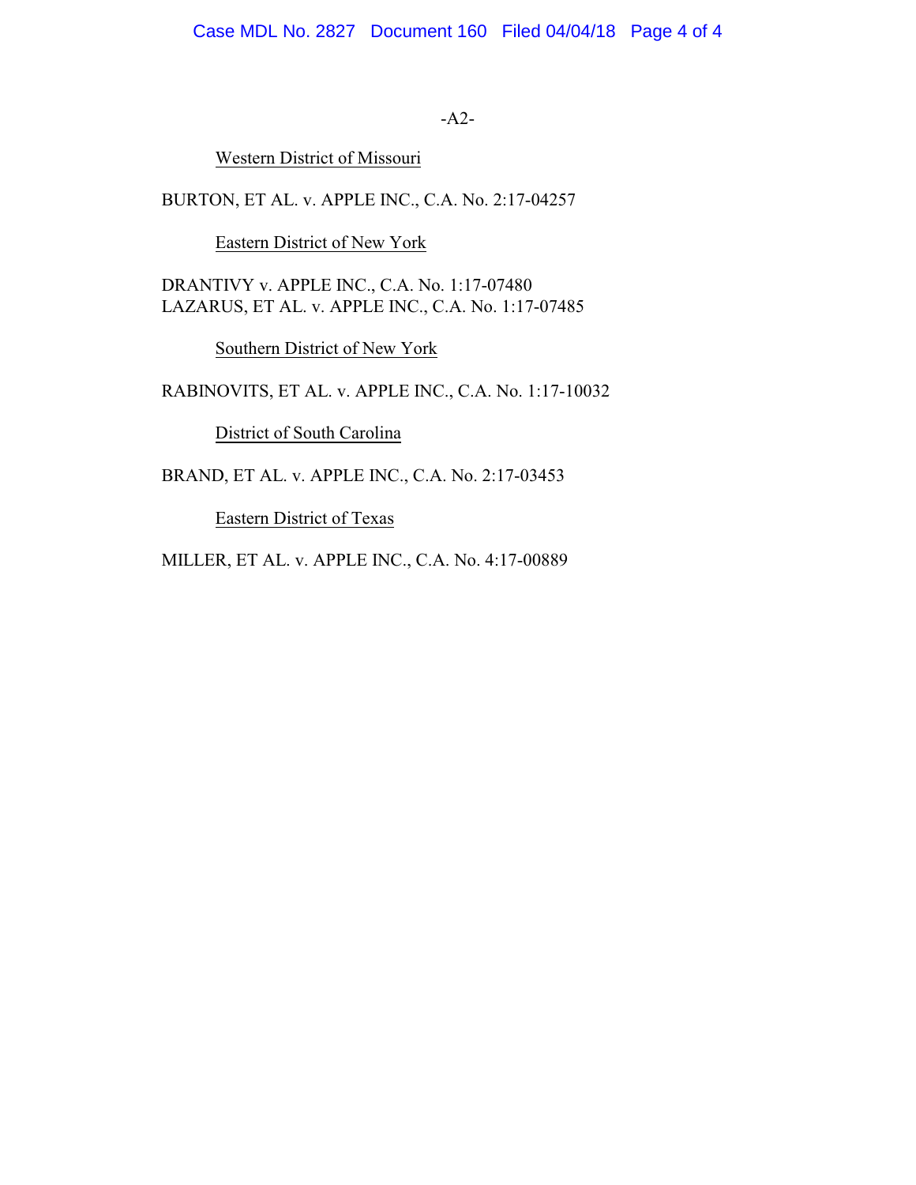-A2-

Western District of Missouri

BURTON, ET AL. v. APPLE INC., C.A. No. 2:17-04257

Eastern District of New York

DRANTIVY v. APPLE INC., C.A. No. 1:17-07480
LAZARUS, ET AL. v. APPLE INC., C.A. No. 1:17-07485

Southern District of New York

RABINOVITS, ET AL. v. APPLE INC., C.A. No. 1:17-10032

District of South Carolina

BRAND, ET AL. v. APPLE INC., C.A. No. 2:17-03453

Eastern District of Texas

MILLER, ET AL. v. APPLE INC., C.A. No. 4:17-00889